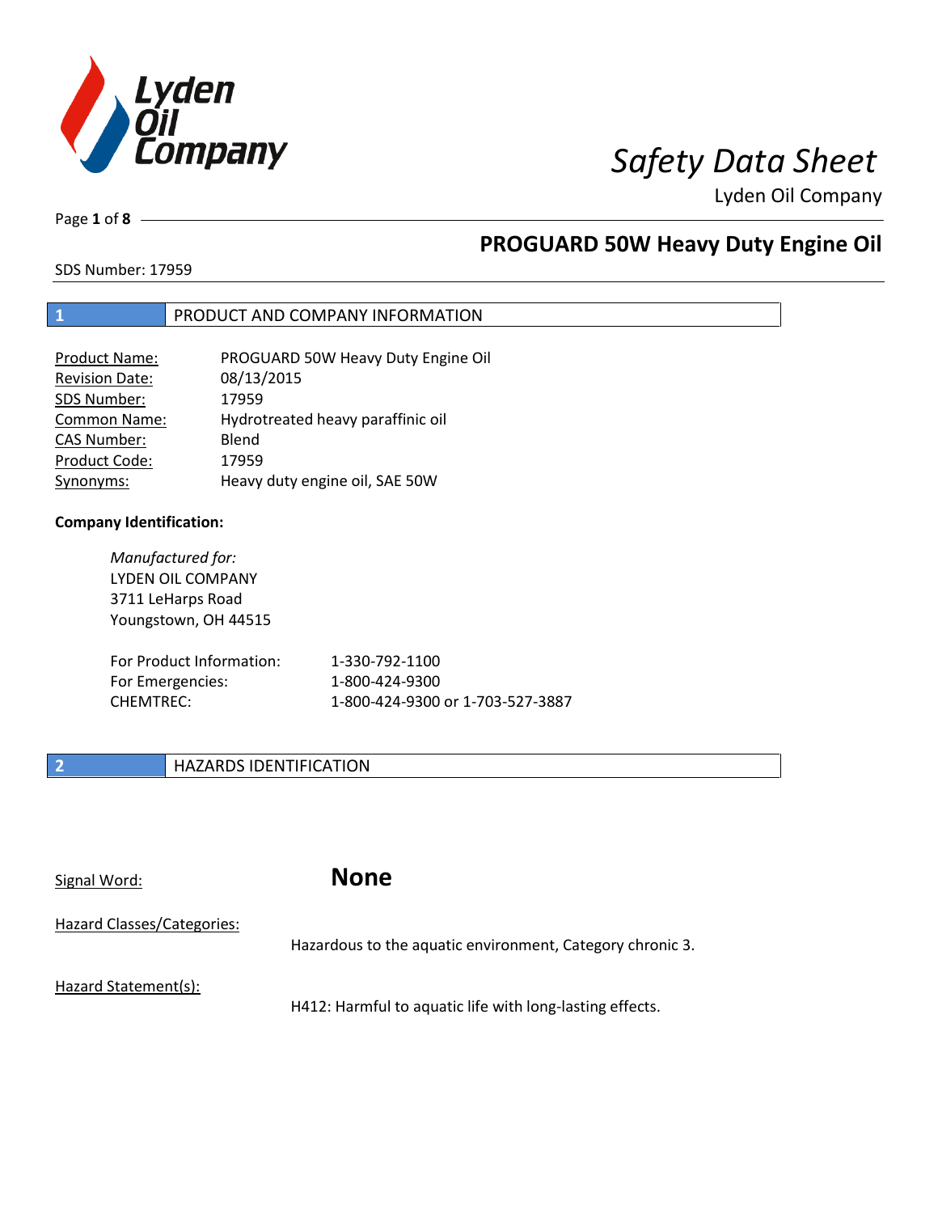# Safety Data Sheet

Lyden Oil Company

## PROGUARD 50W Heavy Duty Engine Oil

SDS Number: 17959

## 1 PRODUCT AND COMPANY INFORMATION

| | |
|---|---|
| Product Name: | PROGUARD 50W Heavy Duty Engine Oil |
| Revision Date: | 08/13/2015 |
| SDS Number: | 17959 |
| Common Name: | Hydrotreated heavy paraffinic oil |
| CAS Number: | Blend |
| Product Code: | 17959 |
| Synonyms: | Heavy duty engine oil, SAE 50W |

**Company Identification:**

*Manufactured for:*
LYDEN OIL COMPANY
3711 LeHarps Road
Youngstown, OH 44515

| | |
|---|---|
| For Product Information: | 1-330-792-1100 |
| For Emergencies: | 1-800-424-9300 |
| CHEMTREC: | 1-800-424-9300 or 1-703-527-3887 |

## 2 HAZARDS IDENTIFICATION

Signal Word: **None**

Hazard Classes/Categories:
Hazardous to the aquatic environment, Category chronic 3.

Hazard Statement(s):
H412: Harmful to aquatic life with long-lasting effects.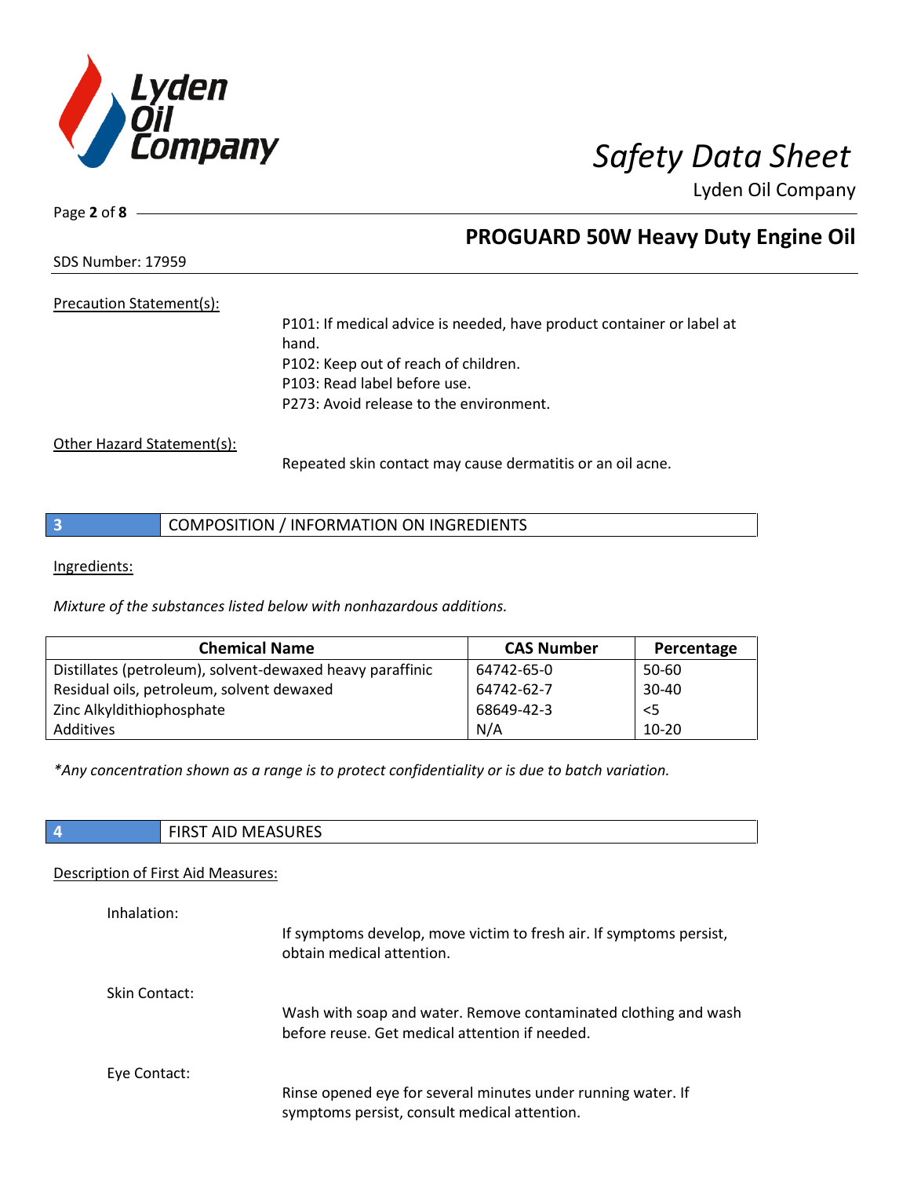Precation Statement(s):

P101: If medical advice is needed, have product container or label at hand.
P102: Keep out of reach of children.
P103: Read label before use.
P273: Avoid release to the environment.

Other Hazard Statement(s):

Repeated skin contact may cause dermatitis or an oil acne.

## 3 COMPOSITION / INFORMATION ON INGREDIENTS

Ingredients:

*Mixture of the substances listed below with nonhazardous additions.*

| Chemical Name | CAS Number | Percentage |
|---|---|---|
| Distillates (petroleum), solvent-dewaxed heavy paraffinic | 64742-65-0 | 50-60 |
| Residual oils, petroleum, solvent dewaxed | 64742-62-7 | 30-40 |
| Zinc Alkyldithiophosphate | 68649-42-3 | <5 |
| Additives | N/A | 10-20 |

*\*Any concentration shown as a range is to protect confidentiality or is due to batch variation.*

## 4 FIRST AID MEASURES

Description of First Aid Measures:

Inhalation:

If symptoms develop, move victim to fresh air. If symptoms persist, obtain medical attention.

Skin Contact:

Wash with soap and water. Remove contaminated clothing and wash before reuse. Get medical attention if needed.

Eye Contact:

Rinse opened eye for several minutes under running water. If symptoms persist, consult medical attention.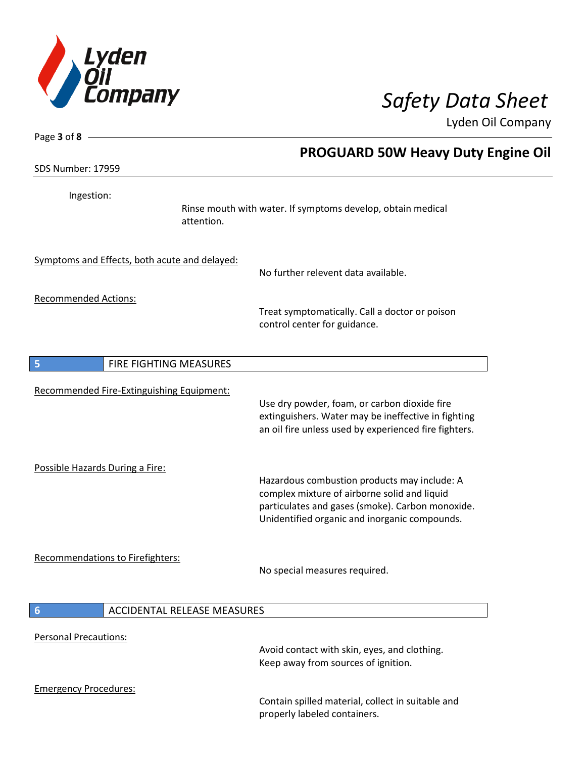Ingestion:

Rinse mouth with water. If symptoms develop, obtain medical attention.

Symptoms and Effects, both acute and delayed:

No further relevent data available.

Recommended Actions:

Treat symptomatically. Call a doctor or poison control center for guidance.

## 5 FIRE FIGHTING MEASURES

Recommended Fire-Extinguishing Equipment:

Use dry powder, foam, or carbon dioxide fire extinguishers. Water may be ineffective in fighting an oil fire unless used by experienced fire fighters.

Possible Hazards During a Fire:

Hazardous combustion products may include: A complex mixture of airborne solid and liquid particulates and gases (smoke). Carbon monoxide. Unidentified organic and inorganic compounds.

Recommendations to Firefighters:

No special measures required.

## 6 ACCIDENTAL RELEASE MEASURES

Personal Precautions:

Avoid contact with skin, eyes, and clothing. Keep away from sources of ignition.

Emergency Procedures:

Contain spilled material, collect in suitable and properly labeled containers.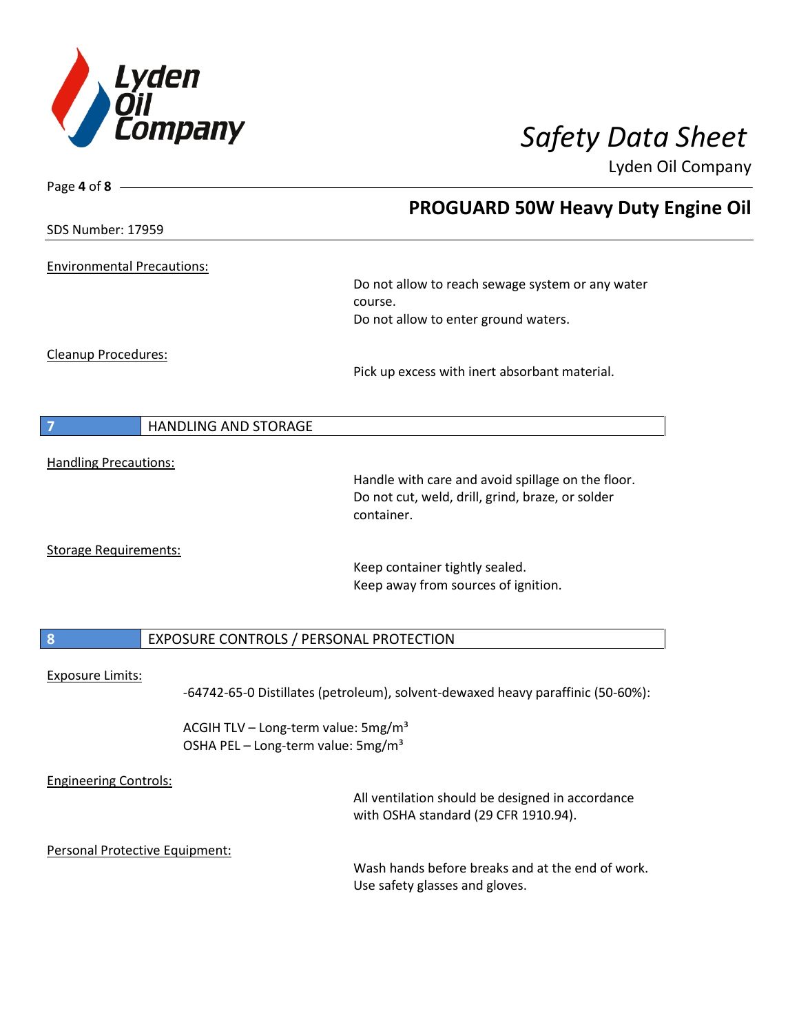SDS Number: 17959

**Environmental Precautions:**

Do not allow to reach sewage system or any water course.
Do not allow to enter ground waters.

**Cleanup Procedures:**

Pick up excess with inert absorbant material.

## 7 HANDLING AND STORAGE

**Handling Precautions:**

Handle with care and avoid spillage on the floor.
Do not cut, weld, drill, grind, braze, or solder container.

**Storage Requirements:**

Keep container tightly sealed.
Keep away from sources of ignition.

## 8 EXPOSURE CONTROLS / PERSONAL PROTECTION

**Exposure Limits:**

-64742-65-0 Distillates (petroleum), solvent-dewaxed heavy paraffinic (50-60%):

ACGIH TLV – Long-term value: 5mg/m³
OSHA PEL – Long-term value: 5mg/m³

**Engineering Controls:**

All ventilation should be designed in accordance with OSHA standard (29 CFR 1910.94).

**Personal Protective Equipment:**

Wash hands before breaks and at the end of work.
Use safety glasses and gloves.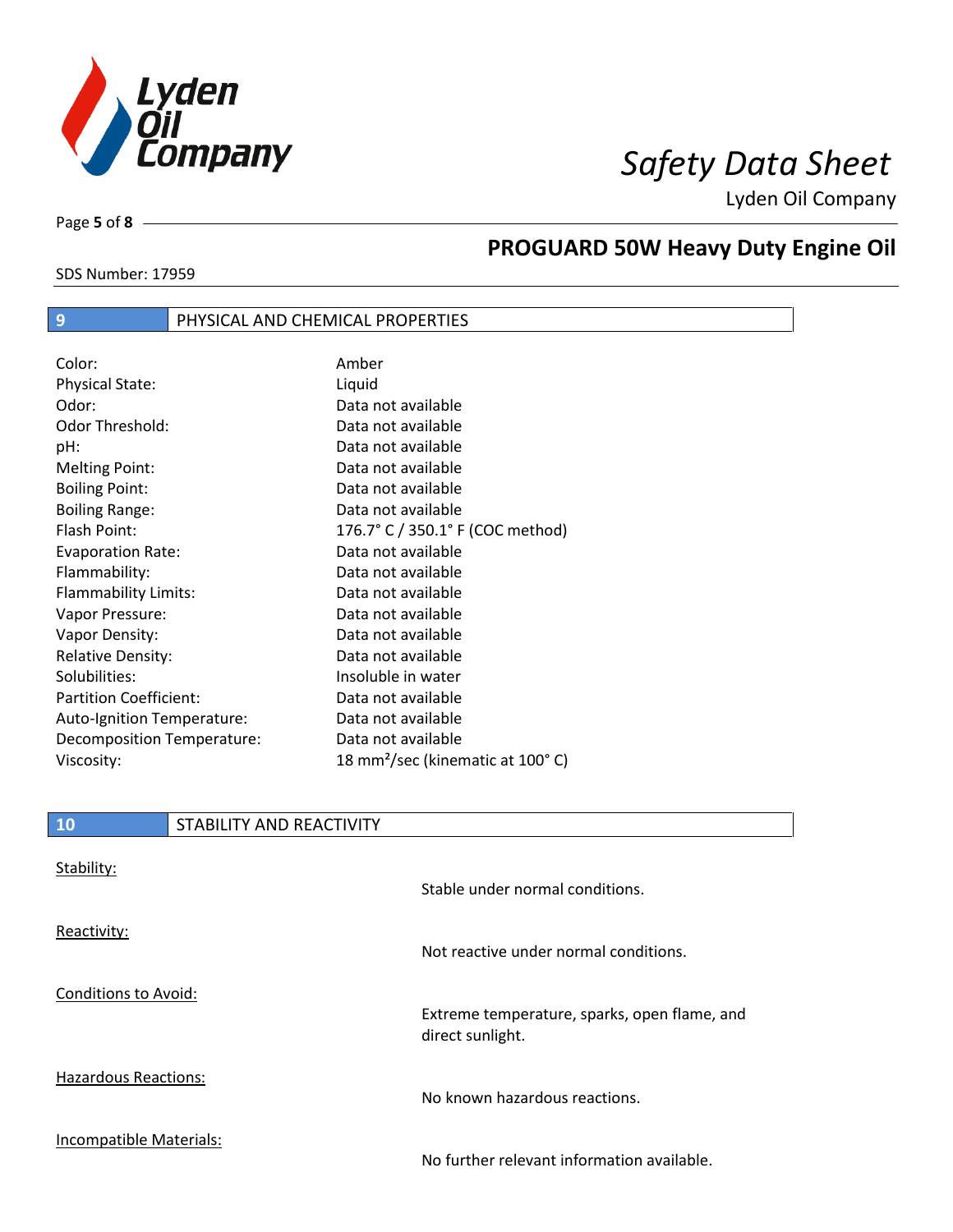## 9 PHYSICAL AND CHEMICAL PROPERTIES

| | |
|---|---|
| Color: | Amber |
| Physical State: | Liquid |
| Odor: | Data not available |
| Odor Threshold: | Data not available |
| pH: | Data not available |
| Melting Point: | Data not available |
| Boiling Point: | Data not available |
| Boiling Range: | Data not available |
| Flash Point: | 176.7° C / 350.1° F (COC method) |
| Evaporation Rate: | Data not available |
| Flammability: | Data not available |
| Flammability Limits: | Data not available |
| Vapor Pressure: | Data not available |
| Vapor Density: | Data not available |
| Relative Density: | Data not available |
| Solubilities: | Insoluble in water |
| Partition Coefficient: | Data not available |
| Auto-Ignition Temperature: | Data not available |
| Decomposition Temperature: | Data not available |
| Viscosity: | 18 $mm^2$/sec (kinematic at 100° C) |

## 10 STABILITY AND REACTIVITY

Stability:

Stable under normal conditions.

Reactivity:

Not reactive under normal conditions.

Conditions to Avoid:

Extreme temperature, sparks, open flame, and direct sunlight.

Hazardous Reactions:

No known hazardous reactions.

Incompatible Materials:

No further relevant information available.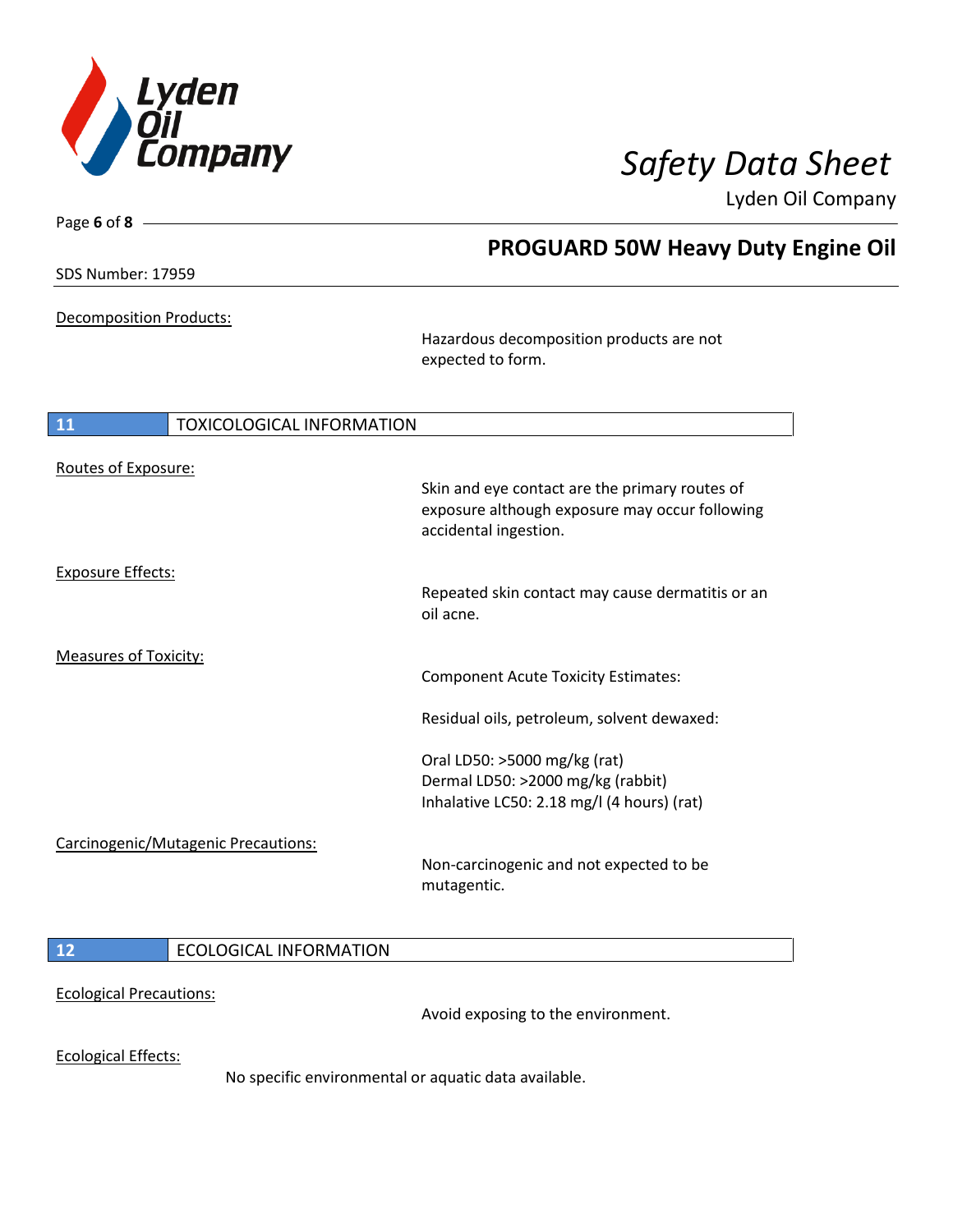Decomposition Products:

Hazardous decomposition products are not expected to form.

## 11 TOXICOLOGICAL INFORMATION

Routes of Exposure:

Skin and eye contact are the primary routes of exposure although exposure may occur following accidental ingestion.

Exposure Effects:

Repeated skin contact may cause dermatitis or an oil acne.

Measures of Toxicity:

Component Acute Toxicity Estimates:

Residual oils, petroleum, solvent dewaxed:

Oral LD50: >5000 mg/kg (rat)
Dermal LD50: >2000 mg/kg (rabbit)
Inhalative LC50: 2.18 mg/l (4 hours) (rat)

Carcinogenic/Mutagenic Precautions:

Non-carcinogenic and not expected to be mutagentic.

## 12 ECOLOGICAL INFORMATION

Ecological Precautions:

Avoid exposing to the environment.

Ecological Effects:

No specific environmental or aquatic data available.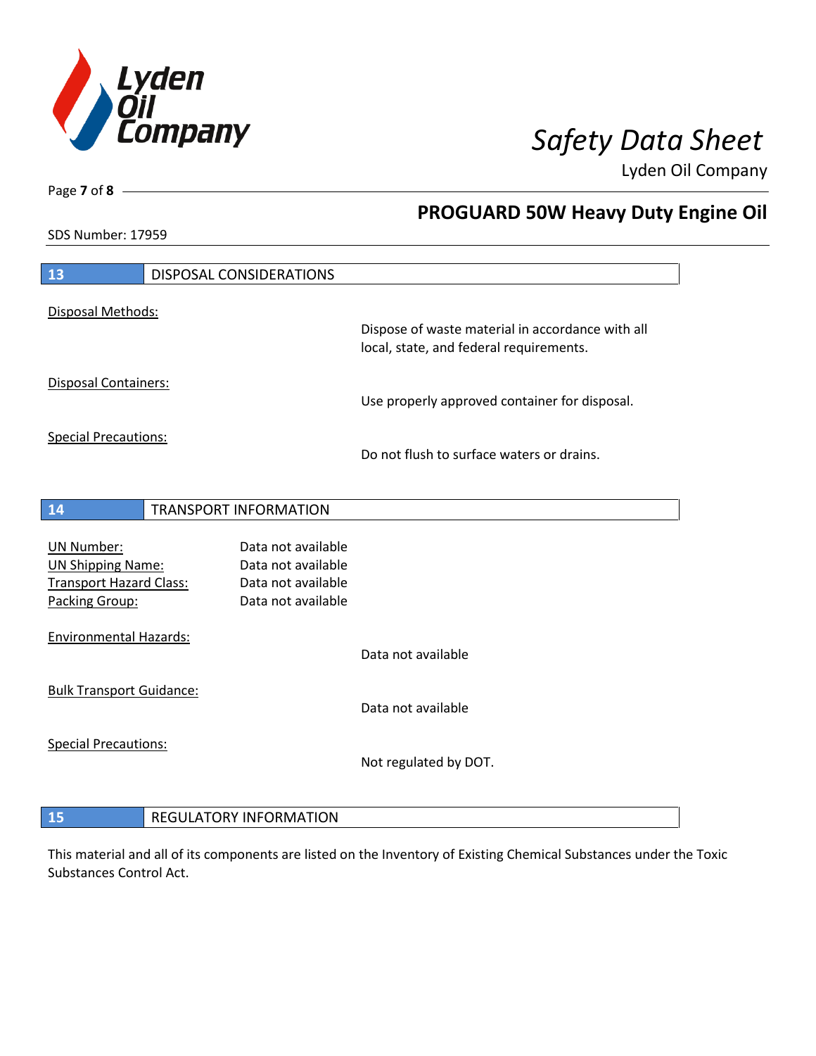## 13 DISPOSAL CONSIDERATIONS

Disposal Methods:

Dispose of waste material in accordance with all local, state, and federal requirements.

Disposal Containers:

Use properly approved container for disposal.

Special Precautions:

Do not flush to surface waters or drains.

## 14 TRANSPORT INFORMATION

| | |
|---|---|
| UN Number: | Data not available |
| UN Shipping Name: | Data not available |
| Transport Hazard Class: | Data not available |
| Packing Group: | Data not available |

Environmental Hazards:

Data not available

Bulk Transport Guidance:

Data not available

Special Precautions:

Not regulated by DOT.

## 15 REGULATORY INFORMATION

This material and all of its components are listed on the Inventory of Existing Chemical Substances under the Toxic Substances Control Act.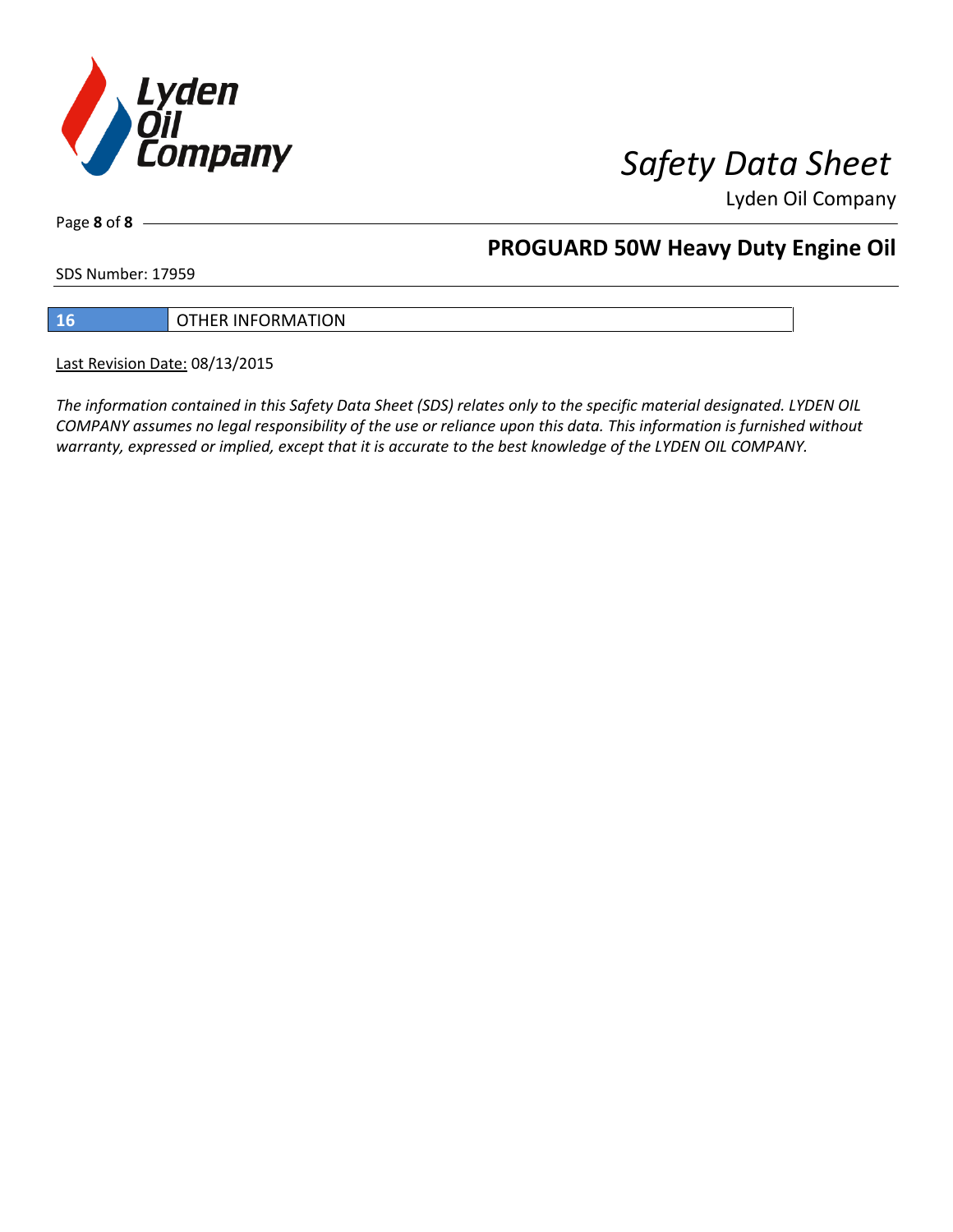## 16 OTHER INFORMATION

Last Revision Date: 08/13/2015

*The information contained in this Safety Data Sheet (SDS) relates only to the specific material designated. LYDEN OIL COMPANY assumes no legal responsibility of the use or reliance upon this data. This information is furnished without warranty, expressed or implied, except that it is accurate to the best knowledge of the LYDEN OIL COMPANY.*